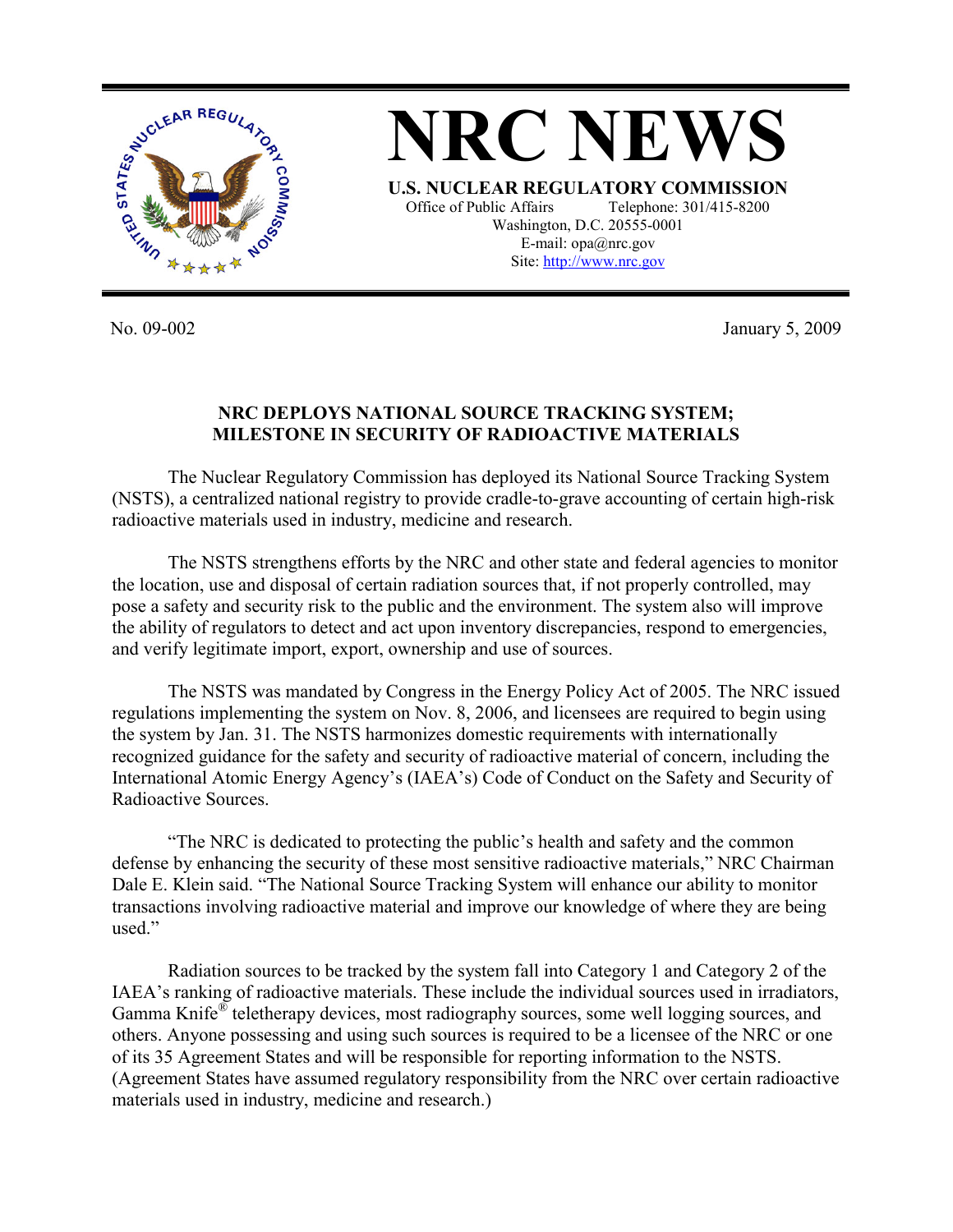# NRC NEWS

**U.S. NUCLEAR REGULATORY COMMISSION**

Office of Public Affairs Telephone: 301/415-8200
Washington, D.C. 20555-0001
E-mail: opa@nrc.gov
Site: http://www.nrc.gov

No. 09-002 January 5, 2009

## NRC DEPLOYS NATIONAL SOURCE TRACKING SYSTEM; MILESTONE IN SECURITY OF RADIOACTIVE MATERIALS

The Nuclear Regulatory Commission has deployed its National Source Tracking System (NSTS), a centralized national registry to provide cradle-to-grave accounting of certain high-risk radioactive materials used in industry, medicine and research.

The NSTS strengthens efforts by the NRC and other state and federal agencies to monitor the location, use and disposal of certain radiation sources that, if not properly controlled, may pose a safety and security risk to the public and the environment. The system also will improve the ability of regulators to detect and act upon inventory discrepancies, respond to emergencies, and verify legitimate import, export, ownership and use of sources.

The NSTS was mandated by Congress in the Energy Policy Act of 2005. The NRC issued regulations implementing the system on Nov. 8, 2006, and licensees are required to begin using the system by Jan. 31. The NSTS harmonizes domestic requirements with internationally recognized guidance for the safety and security of radioactive material of concern, including the International Atomic Energy Agency's (IAEA's) Code of Conduct on the Safety and Security of Radioactive Sources.

"The NRC is dedicated to protecting the public's health and safety and the common defense by enhancing the security of these most sensitive radioactive materials," NRC Chairman Dale E. Klein said. "The National Source Tracking System will enhance our ability to monitor transactions involving radioactive material and improve our knowledge of where they are being used."

Radiation sources to be tracked by the system fall into Category 1 and Category 2 of the IAEA's ranking of radioactive materials. These include the individual sources used in irradiators, Gamma Knife® teletherapy devices, most radiography sources, some well logging sources, and others. Anyone possessing and using such sources is required to be a licensee of the NRC or one of its 35 Agreement States and will be responsible for reporting information to the NSTS. (Agreement States have assumed regulatory responsibility from the NRC over certain radioactive materials used in industry, medicine and research.)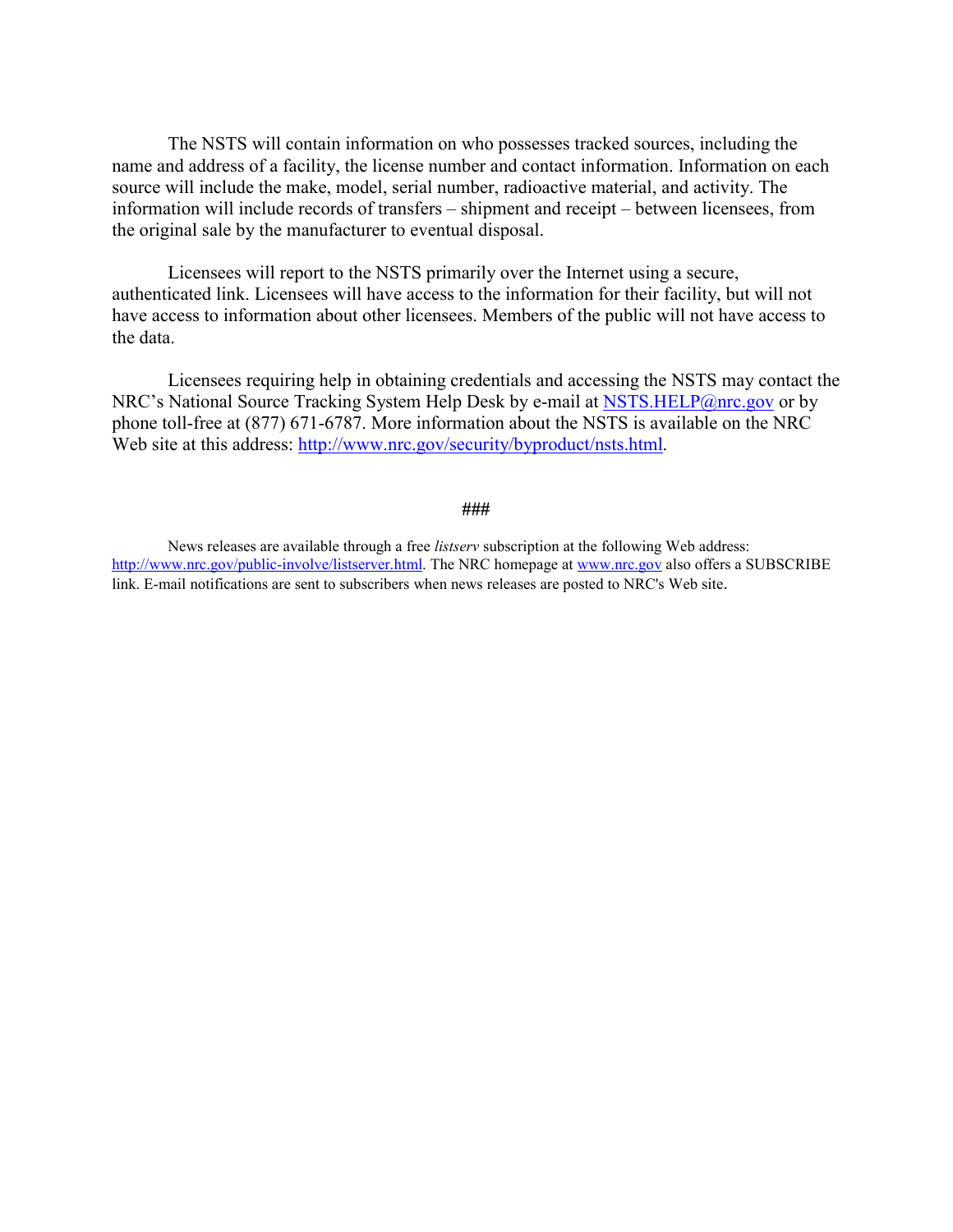The NSTS will contain information on who possesses tracked sources, including the name and address of a facility, the license number and contact information. Information on each source will include the make, model, serial number, radioactive material, and activity. The information will include records of transfers – shipment and receipt – between licensees, from the original sale by the manufacturer to eventual disposal.

Licensees will report to the NSTS primarily over the Internet using a secure, authenticated link. Licensees will have access to the information for their facility, but will not have access to information about other licensees. Members of the public will not have access to the data.

Licensees requiring help in obtaining credentials and accessing the NSTS may contact the NRC's National Source Tracking System Help Desk by e-mail at NSTS.HELP@nrc.gov or by phone toll-free at (877) 671-6787. More information about the NSTS is available on the NRC Web site at this address: http://www.nrc.gov/security/byproduct/nsts.html.

###

News releases are available through a free *listserv* subscription at the following Web address: http://www.nrc.gov/public-involve/listserver.html. The NRC homepage at www.nrc.gov also offers a SUBSCRIBE link. E-mail notifications are sent to subscribers when news releases are posted to NRC's Web site.